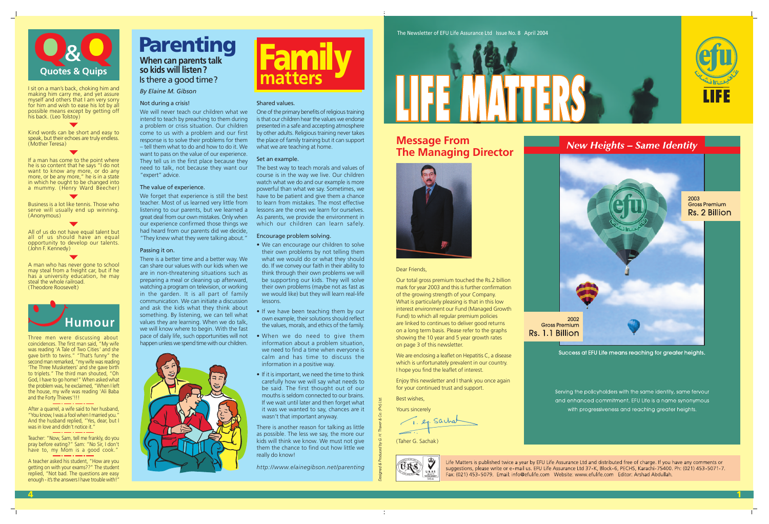# Q&Q Quotes & Quips

I sit on a man's back, choking him and making him carry me, and yet assure myself and others that I am very sorry for him and wish to ease his lot by all possible means except by getting off his back. (Leo Tolstoy)

Kind words can be short and easy to speak, but their echoes are truly endless. (Mother Teresa)

If a man has come to the point where he is so content that he says "I do not want to know any more, or do any more, or be any more," he is in a state in which he ought to be changed into a mummy. (Henry Ward Beecher)

Business is a lot like tennis. Those who serve will usually end up winning. (Anonymous)

All of us do not have equal talent but all of us should have an equal opportunity to develop our talents. (John F. Kennedy)

A man who has never gone to school may steal from a freight car, but if he has a university education, he may steal the whole railroad. (Theodore Roosevelt)

# Humour

Three men were discussing about coincidences. The first man said, "My wife was reading 'A Tale of Two Cities' and she gave birth to twins." "That's funny" the second man remarked, "my wife was reading 'The Three Musketeers' and she gave birth to triplets." The third man shouted, "Oh God, I have to go home!" When asked what the problem was, he exclaimed, "When I left the house, my wife was reading 'Ali Baba and the Forty Thieves'!!!

After a quarrel, a wife said to her husband, "You know, I was a fool when I married you." And the husband replied, "Yes, dear, but I was in love and didn't notice it."

Teacher: "Now, Sam, tell me frankly, do you pray before eating?" Sam: "No Sir, I don't have to, my Mom is a good cook."

A teacher asked his student, "How are you getting on with your exams?" The student replied, "Not bad. The questions are easy enough - it's the answers I have trouble with!"

# Parenting

## When can parents talk so kids will listen? Is there a good time?

*By Elaine M. Gibson*

# Family matters

### Not during a crisis!

We will never teach our children what we intend to teach by preaching to them during a problem or crisis situation. Our children come to us with a problem and our first response is to solve their problems for them – tell them what to do and how to do it. We want to pass on the value of our experience. They tell us in the first place because they need to talk, not because they want our "expert" advice.

### The value of experience.

We forget that experience is still the best teacher. Most of us learned very little from listening to our parents, but we learned a great deal from our own mistakes. Only when our experience confirmed those things we had heard from our parents did we decide, "They knew what they were talking about."

### Passing it on.

There is a better time and a better way. We can share our values with our kids when we are in non-threatening situations such as preparing a meal or cleaning up afterward, watching a program on television, or working in the garden. It is all part of family communication. We can initiate a discussion and ask the kids what they think about something. By listening, we can tell what values they are learning. When we do talk, we will know where to begin. With the fast pace of daily life, such opportunities will not happen unless we spend time with our children.

### Shared values.

One of the primary benefits of religious training is that our children hear the values we endorse presented in a safe and accepting atmosphere by other adults. Religious training never takes the place of family training but it can support what we are teaching at home.

### Set an example.

The best way to teach morals and values of course is in the way we live. Our children watch what we do and our example is more powerful than what we say. Sometimes, we have to be patient and give them a chance to learn from mistakes. The most effective lessons are the ones we learn for ourselves. As parents, we provide the environment in which our children can learn safely.

### Encourage problem solving.

- We can encourage our children to solve their own problems by not telling them what we would do or what they should do. If we convey our faith in their ability to think through their own problems we will be supporting our kids. They will solve their own problems (maybe not as fast as we would like) but they will learn real-life lessons.
- If we have been teaching them by our own example, their solutions should reflect the values, morals, and ethics of the family.
- When we do need to give them information about a problem situation, we need to find a time when everyone is calm and has time to discuss the information in a positive way.
- If it is important, we need the time to think carefully how we will say what needs to be said. The first thought out of our mouths is seldom connected to our brains. If we wait until later and then forget what it was we wanted to say, chances are it wasn't that important anyway.

There is another reason for talking as little as possible. The less we say, the more our kids will think we know. We must not give them the chance to find out how little we really do know!

*http://www.elainegibson.net/parenting*

The Newsletter of EFU Life Assurance Ltd Issue No. 8 April 2004

# LIFE MATTERS

## Message From The Managing Director

Dear Friends,

Our total gross premium touched the Rs.2 billion mark for year 2003 and this is further confirmation of the growing strength of your Company. What is particularly pleasing is that in this low interest environment our Fund (Managed Growth Fund) to which all regular premium policies are linked to continues to deliver good returns on a long term basis. Please refer to the graphs showing the 10 year and 5 year growth rates on page 3 of this newsletter.

We are enclosing a leaflet on Hepatitis C, a disease which is unfortunately prevalent in our country. I hope you find the leaflet of interest.

Enjoy this newsletter and I thank you once again for your continued trust and support.

Best wishes,

Yours sincerely

(Taher G. Sachak)

## New Heights – Same Identity

2003 Gross Premium Rs. 2 Billion

2002 Gross Premium Rs. 1.1 Billion

Success at EFU Life means reaching for greater heights.

Serving the policyholders with the same identity, same fervour and enhanced commitment, EFU Life is a name synonymous with progressiveness and reaching greater heights.

Life Matters is published twice a year by EFU Life Assurance Ltd and distributed free of charge. If you have any comments or suggestions, please write or e-mail us. EFU Life Assurance Ltd 37-K, Block-6, PECHS, Karachi-75400. Ph: (021) 453-5071-7. Fax: (021) 453-5079. Email: info@efulife.com Website: www.efulife.com Editor: Arshad Abdullah.

Designed & Produced by G. H. Thaver & Co. (Pvt) Ltd.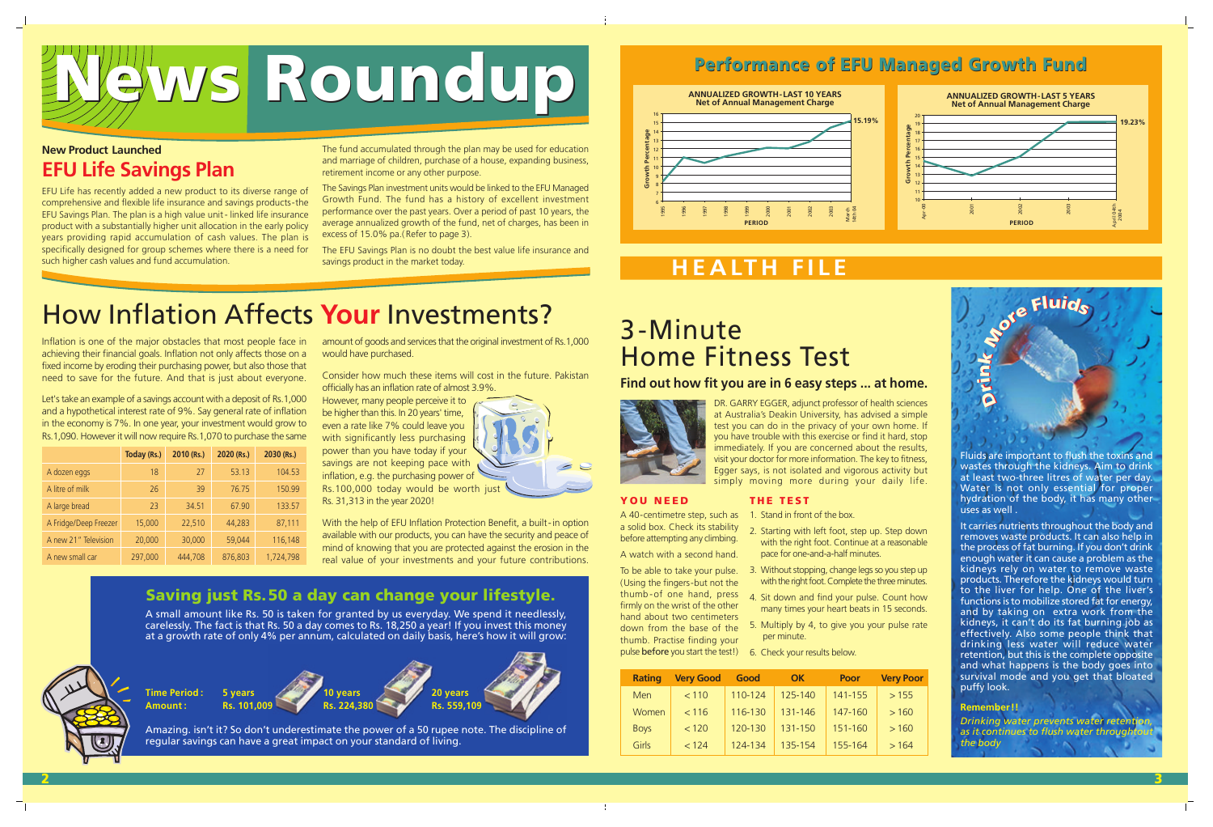# News Roundup

### New Product Launched

## EFU Life Savings Plan

EFU Life has recently added a new product to its diverse range of comprehensive and flexible life insurance and savings products-the EFU Savings Plan. The plan is a high value unit-linked life insurance product with a substantially higher unit allocation in the early policy years providing rapid accumulation of cash values. The plan is specifically designed for group schemes where there is a need for such higher cash values and fund accumulation.

The fund accumulated through the plan may be used for education and marriage of children, purchase of a house, expanding business, retirement income or any other purpose.

The Savings Plan investment units would be linked to the EFU Managed Growth Fund. The fund has a history of excellent investment performance over the past years. Over a period of past 10 years, the average annualized growth of the fund, net of charges, has been in excess of 15.0% pa.(Refer to page 3).

The EFU Savings Plan is no doubt the best value life insurance and savings product in the market today.

## Performance of EFU Managed Growth Fund

ANNUALIZED GROWTH-LAST 10 YEARS
Net of Annual Management Charge

Growth Percentage

PERIOD

1995, 1996, 1997, 1998, 1999, 2000, 2001, 2002, 2003, March 16th 04

15.19%

ANNUALIZED GROWTH-LAST 5 YEARS
Net of Annual Management Charge

Growth Percentage

PERIOD

Apr-00, 2001, 2002, 2003, April 04th 2004

19.23%

# How Inflation Affects Your Investments?

Inflation is one of the major obstacles that most people face in achieving their financial goals. Inflation not only affects those on a fixed income by eroding their purchasing power, but also those that need to save for the future. And that is just about everyone.

Let's take an example of a savings account with a deposit of Rs.1,000 and a hypothetical interest rate of 9%. Say general rate of inflation in the economy is 7%. In one year, your investment would grow to Rs.1,090. However it will now require Rs.1,070 to purchase the same amount of goods and services that the original investment of Rs.1,000 would have purchased.

| | Today (Rs.) | 2010 (Rs.) | 2020 (Rs.) | 2030 (Rs.) |
|---|---|---|---|---|
| A dozen eggs | 18 | 27 | 53.13 | 104.53 |
| A litre of milk | 26 | 39 | 76.75 | 150.99 |
| A large bread | 23 | 34.51 | 67.90 | 133.57 |
| A Fridge/Deep Freezer | 15,000 | 22,510 | 44,283 | 87,111 |
| A new 21" Television | 20,000 | 30,000 | 59,044 | 116,148 |
| A new small car | 297,000 | 444,708 | 876,803 | 1,724,798 |

Consider how much these items will cost in the future. Pakistan officially has an inflation rate of almost 3.9%.

However, many people perceive it to be higher than this. In 20 years' time, even a rate like 7% could leave you with significantly less purchasing power than you have today if your savings are not keeping pace with inflation, e.g. the purchasing power of Rs.100,000 today would be worth just Rs. 31,313 in the year 2020!

With the help of EFU Inflation Protection Benefit, a built-in option available with our products, you can have the security and peace of mind of knowing that you are protected against the erosion in the real value of your investments and your future contributions.

## Saving just Rs.50 a day can change your lifestyle.

A small amount like Rs. 50 is taken for granted by us everyday. We spend it needlessly, carelessly. The fact is that Rs. 50 a day comes to Rs. 18,250 a year! If you invest this money at a growth rate of only 4% per annum, calculated on daily basis, here's how it will grow:

| | | | |
|---|---|---|---|
| Time Period : | 5 years | 10 years | 20 years |
| Amount : | Rs. 101,009 | Rs. 224,380 | Rs. 559,109 |

Amazing. isn't it? So don't underestimate the power of a 50 rupee note. The discipline of regular savings can have a great impact on your standard of living.

# HEALTH FILE

# 3-Minute Home Fitness Test

### Find out how fit you are in 6 easy steps ... at home.

DR. GARRY EGGER, adjunct professor of health sciences at Australia's Deakin University, has advised a simple test you can do in the privacy of your own home. If you have trouble with this exercise or find it hard, stop immediately. If you are concerned about the results, visit your doctor for more information. The key to fitness, Egger says, is not isolated and vigorous activity but simply moving more during your daily life.

### YOU NEED

A 40-centimetre step, such as a solid box. Check its stability before attempting any climbing.

A watch with a second hand.

To be able to take your pulse. (Using the fingers-but not the thumb-of one hand, press firmly on the wrist of the other hand about two centimeters down from the base of the thumb. Practise finding your pulse **before** you start the test!)

### THE TEST

1. Stand in front of the box.
2. Starting with left foot, step up. Step down with the right foot. Continue at a reasonable pace for one-and-a-half minutes.
3. Without stopping, change legs so you step up with the right foot. Complete the three minutes.
4. Sit down and find your pulse. Count how many times your heart beats in 15 seconds.
5. Multiply by 4, to give you your pulse rate per minute.
6. Check your results below.

| Rating | Very Good | Good | OK | Poor | Very Poor |
|---|---|---|---|---|---|
| Men | < 110 | 110-124 | 125-140 | 141-155 | > 155 |
| Women | < 116 | 116-130 | 131-146 | 147-160 | > 160 |
| Boys | < 120 | 120-130 | 131-150 | 151-160 | > 160 |
| Girls | < 124 | 124-134 | 135-154 | 155-164 | > 164 |

## Drink More Fluids

Fluids are important to flush the toxins and wastes through the kidneys. Aim to drink at least two-three litres of water per day. Water is not only essential for proper hydration of the body, it has many other uses as well .

It carries nutrients throughout the body and removes waste products. It can also help in the process of fat burning. If you don't drink enough water it can cause a problem as the kidneys rely on water to remove waste products. Therefore the kidneys would turn to the liver for help. One of the liver's functions is to mobilize stored fat for energy, and by taking on extra work from the kidneys, it can't do its fat burning job as effectively. Also some people think that drinking less water will reduce water retention, but this is the complete opposite and what happens is the body goes into survival mode and you get that bloated puffy look.

**Remember!!**

*Drinking water prevents water retention, as it continues to flush water throughtout the body*